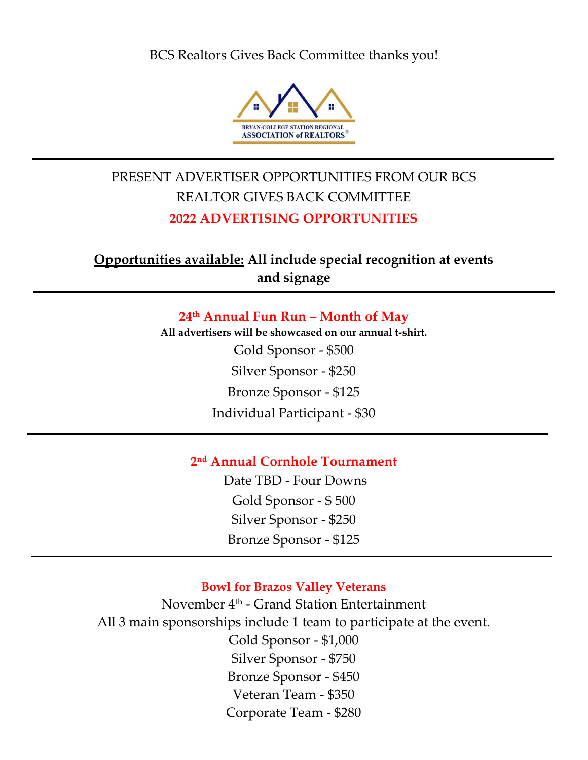BCS Realtors Gives Back Committee thanks you!

BRYAN-COLLEGE STATION REGIONAL
ASSOCIATION of REALTORS®

---

PRESENT ADVERTISER OPPORTUNITIES FROM OUR BCS REALTOR GIVES BACK COMMITTEE

## 2022 ADVERTISING OPPORTUNITIES

**<u>Opportunities available:</u> All include special recognition at events and signage**

---

### 24th Annual Fun Run – Month of May

**All advertisers will be showcased on our annual t-shirt.**

Gold Sponsor - $500

Silver Sponsor - $250

Bronze Sponsor - $125

Individual Participant - $30

---

### 2nd Annual Cornhole Tournament

Date TBD - Four Downs

Gold Sponsor - $ 500

Silver Sponsor - $250

Bronze Sponsor - $125

---

### Bowl for Brazos Valley Veterans

November 4th - Grand Station Entertainment

All 3 main sponsorships include 1 team to participate at the event.

Gold Sponsor - $1,000

Silver Sponsor - $750

Bronze Sponsor - $450

Veteran Team - $350

Corporate Team - $280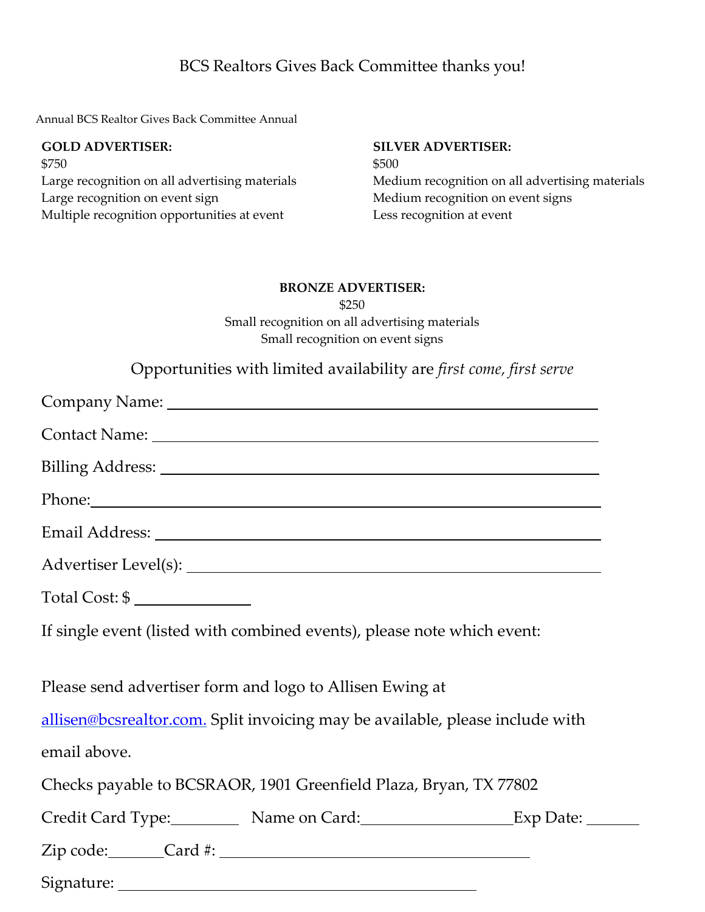BCS Realtors Gives Back Committee thanks you!

Annual BCS Realtor Gives Back Committee Annual

**GOLD ADVERTISER:**
$750
Large recognition on all advertising materials
Large recognition on event sign
Multiple recognition opportunities at event

**SILVER ADVERTISER:**
$500
Medium recognition on all advertising materials
Medium recognition on event signs
Less recognition at event

**BRONZE ADVERTISER:**
$250
Small recognition on all advertising materials
Small recognition on event signs

Opportunities with limited availability are *first come, first serve*

Company Name: ______________________________

Contact Name: ______________________________

Billing Address: ______________________________

Phone: ______________________________

Email Address: ______________________________

Advertiser Level(s): ______________________________

Total Cost: $ __________

If single event (listed with combined events), please note which event:

Please send advertiser form and logo to Allisen Ewing at allisen@bcsrealtor.com. Split invoicing may be available, please include with email above.

Checks payable to BCSRAOR, 1901 Greenfield Plaza, Bryan, TX 77802

Credit Card Type: ________ Name on Card: ______________ Exp Date: ______

Zip code: ______ Card #: ______________________________

Signature: ______________________________